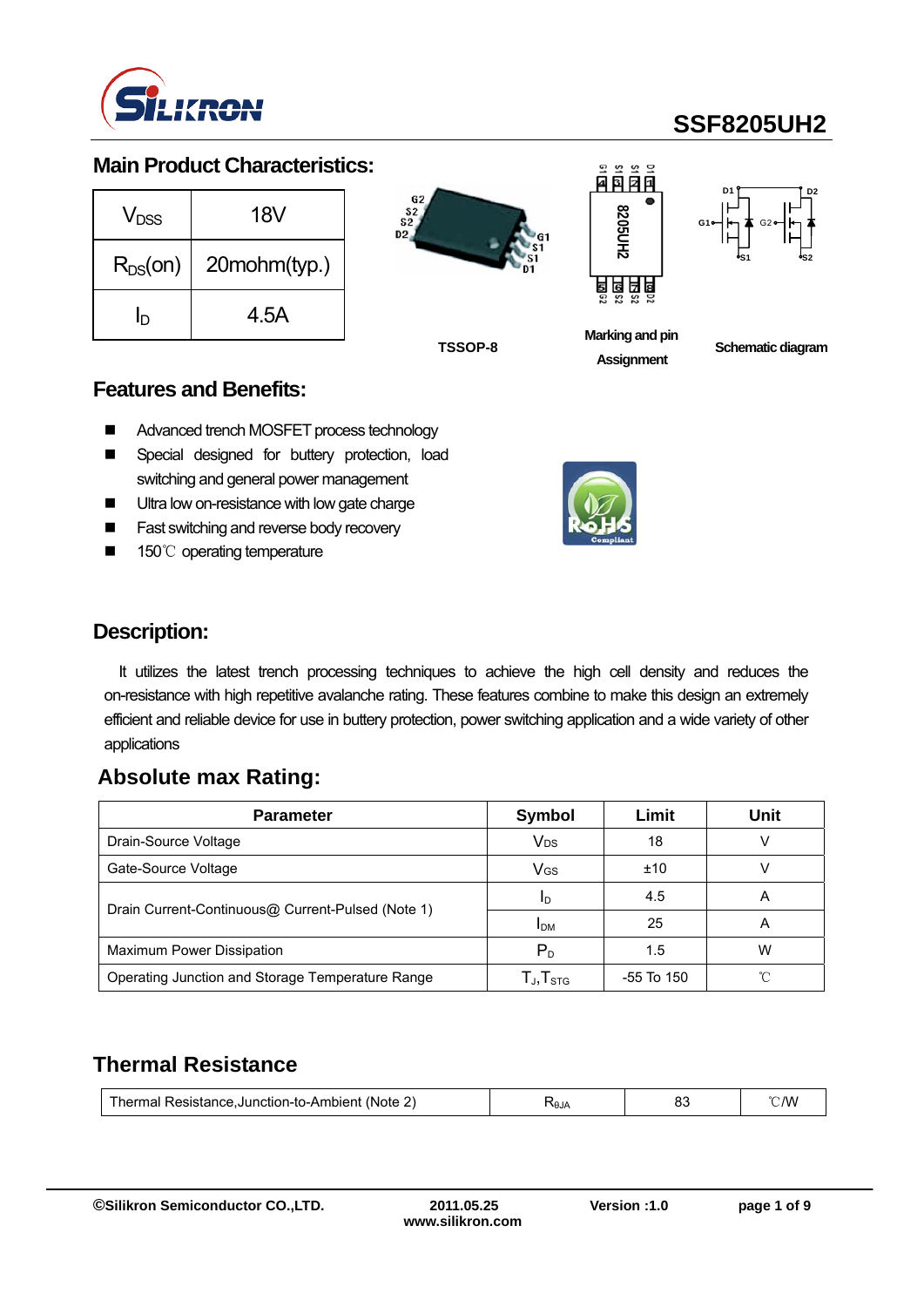# SSF8205UH2

## Main Product Characteristics:

| | |
|---|---|
| $V_{DSS}$ | 18V |
| $R_{DS}$(on) | 20mohm(typ.) |
| $I_D$ | 4.5A |

TSSOP-8

Marking and pin Assignment

Schematic diagram

## Features and Benefits:

- Advanced trench MOSFET process technology
- Special designed for buttery protection, load switching and general power management
- Ultra low on-resistance with low gate charge
- Fast switching and reverse body recovery
- 150℃ operating temperature

## Description:

It utilizes the latest trench processing techniques to achieve the high cell density and reduces the on-resistance with high repetitive avalanche rating. These features combine to make this design an extremely efficient and reliable device for use in buttery protection, power switching application and a wide variety of other applications

## Absolute max Rating:

| Parameter | Symbol | Limit | Unit |
|---|---|---|---|
| Drain-Source Voltage | $V_{DS}$ | 18 | V |
| Gate-Source Voltage | $V_{GS}$ | ±10 | V |
| Drain Current-Continuous@ Current-Pulsed (Note 1) | $I_D$ | 4.5 | A |
| | $I_{DM}$ | 25 | A |
| Maximum Power Dissipation | $P_D$ | 1.5 | W |
| Operating Junction and Storage Temperature Range | $T_J$,$T_{STG}$ | -55 To 150 | ℃ |

## Thermal Resistance

| | | | |
|---|---|---|---|
| Thermal Resistance,Junction-to-Ambient (Note 2) | $R_{\theta JA}$ | 83 | ℃/W |

©Silikron Semiconductor CO.,LTD. 2011.05.25 www.silikron.com Version :1.0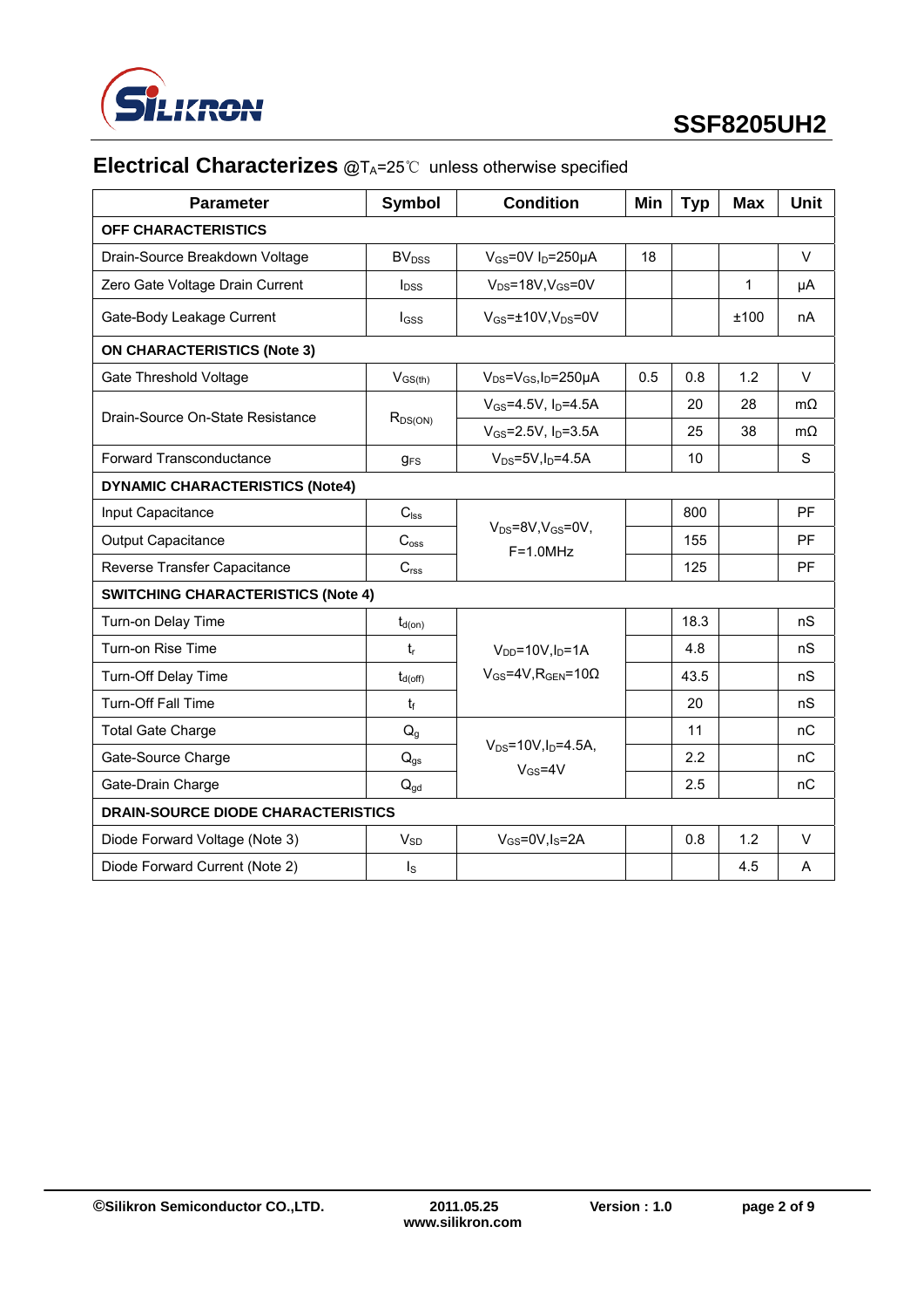## Electrical Characterizes @$T_A$=25℃ unless otherwise specified

| Parameter | Symbol | Condition | Min | Typ | Max | Unit |
|---|---|---|---|---|---|---|
| **OFF CHARACTERISTICS** | | | | | | |
| Drain-Source Breakdown Voltage | $BV_{DSS}$ | $V_{GS}$=0V $I_D$=250μA | 18 | | | V |
| Zero Gate Voltage Drain Current | $I_{DSS}$ | $V_{DS}$=18V,$V_{GS}$=0V | | | 1 | μA |
| Gate-Body Leakage Current | $I_{GSS}$ | $V_{GS}$=±10V,$V_{DS}$=0V | | | ±100 | nA |
| **ON CHARACTERISTICS (Note 3)** | | | | | | |
| Gate Threshold Voltage | $V_{GS(th)}$ | $V_{DS}$=$V_{GS}$,$I_D$=250μA | 0.5 | 0.8 | 1.2 | V |
| Drain-Source On-State Resistance | $R_{DS(ON)}$ | $V_{GS}$=4.5V, $I_D$=4.5A | | 20 | 28 | mΩ |
| | | $V_{GS}$=2.5V, $I_D$=3.5A | | 25 | 38 | mΩ |
| Forward Transconductance | $g_{FS}$ | $V_{DS}$=5V,$I_D$=4.5A | | 10 | | S |
| **DYNAMIC CHARACTERISTICS (Note4)** | | | | | | |
| Input Capacitance | $C_{lss}$ | $V_{DS}$=8V,$V_{GS}$=0V, F=1.0MHz | | 800 | | PF |
| Output Capacitance | $C_{oss}$ | | | 155 | | PF |
| Reverse Transfer Capacitance | $C_{rss}$ | | | 125 | | PF |
| **SWITCHING CHARACTERISTICS (Note 4)** | | | | | | |
| Turn-on Delay Time | $t_{d(on)}$ | $V_{DD}$=10V,$I_D$=1A $V_{GS}$=4V,$R_{GEN}$=10Ω | | 18.3 | | nS |
| Turn-on Rise Time | $t_r$ | | | 4.8 | | nS |
| Turn-Off Delay Time | $t_{d(off)}$ | | | 43.5 | | nS |
| Turn-Off Fall Time | $t_f$ | | | 20 | | nS |
| Total Gate Charge | $Q_g$ | $V_{DS}$=10V,$I_D$=4.5A, $V_{GS}$=4V | | 11 | | nC |
| Gate-Source Charge | $Q_{gs}$ | | | 2.2 | | nC |
| Gate-Drain Charge | $Q_{gd}$ | | | 2.5 | | nC |
| **DRAIN-SOURCE DIODE CHARACTERISTICS** | | | | | | |
| Diode Forward Voltage (Note 3) | $V_{SD}$ | $V_{GS}$=0V,$I_S$=2A | | 0.8 | 1.2 | V |
| Diode Forward Current (Note 2) | $I_S$ | | | | 4.5 | A |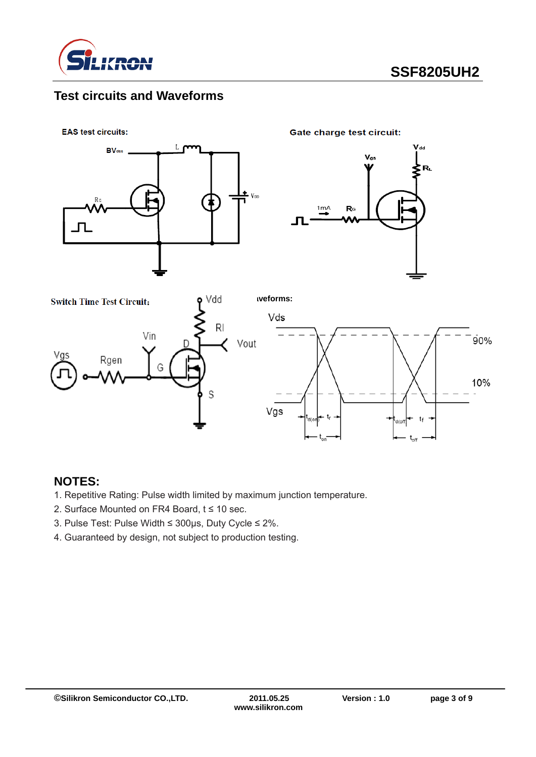## Test circuits and Waveforms

**EAS test circuits:**

**Gate charge test circuit:**

**Switch Time Test Circuit:**

**Waveforms:**

## NOTES:

1. Repetitive Rating: Pulse width limited by maximum junction temperature.
2. Surface Mounted on FR4 Board, t ≤ 10 sec.
3. Pulse Test: Pulse Width ≤ 300μs, Duty Cycle ≤ 2%.
4. Guaranteed by design, not subject to production testing.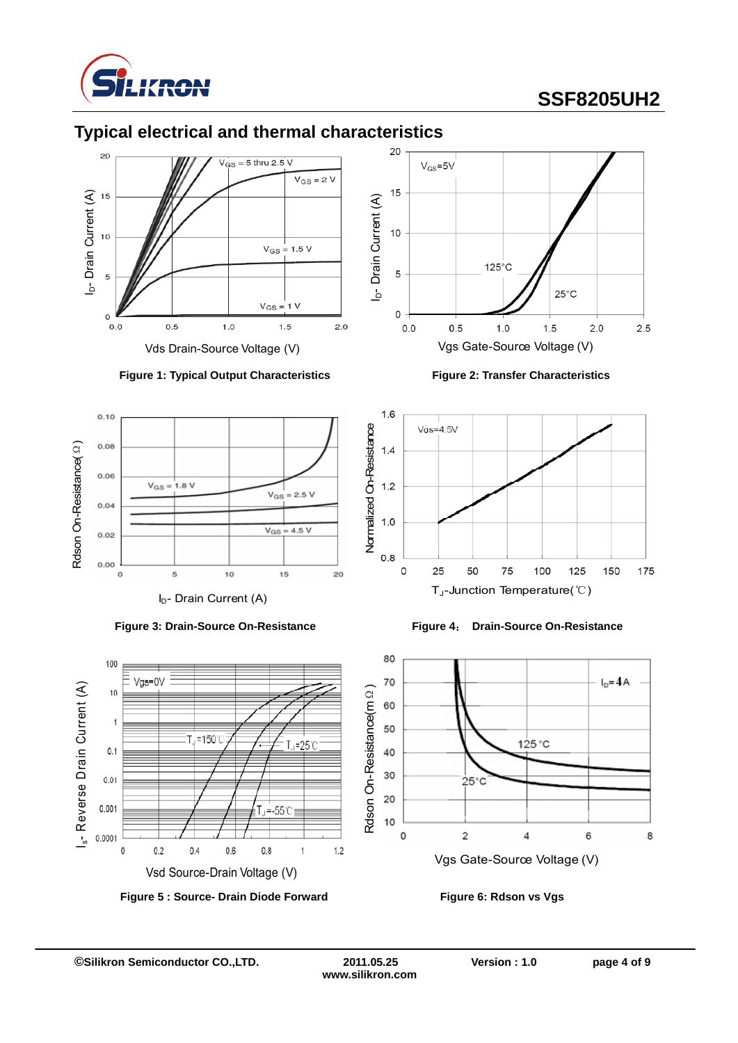## Typical electrical and thermal characteristics

Figure 1: Typical Output Characteristics

Figure 2: Transfer Characteristics

Figure 3: Drain-Source On-Resistance

Figure 4： Drain-Source On-Resistance

Figure 5 : Source- Drain Diode Forward

Figure 6: Rdson vs Vgs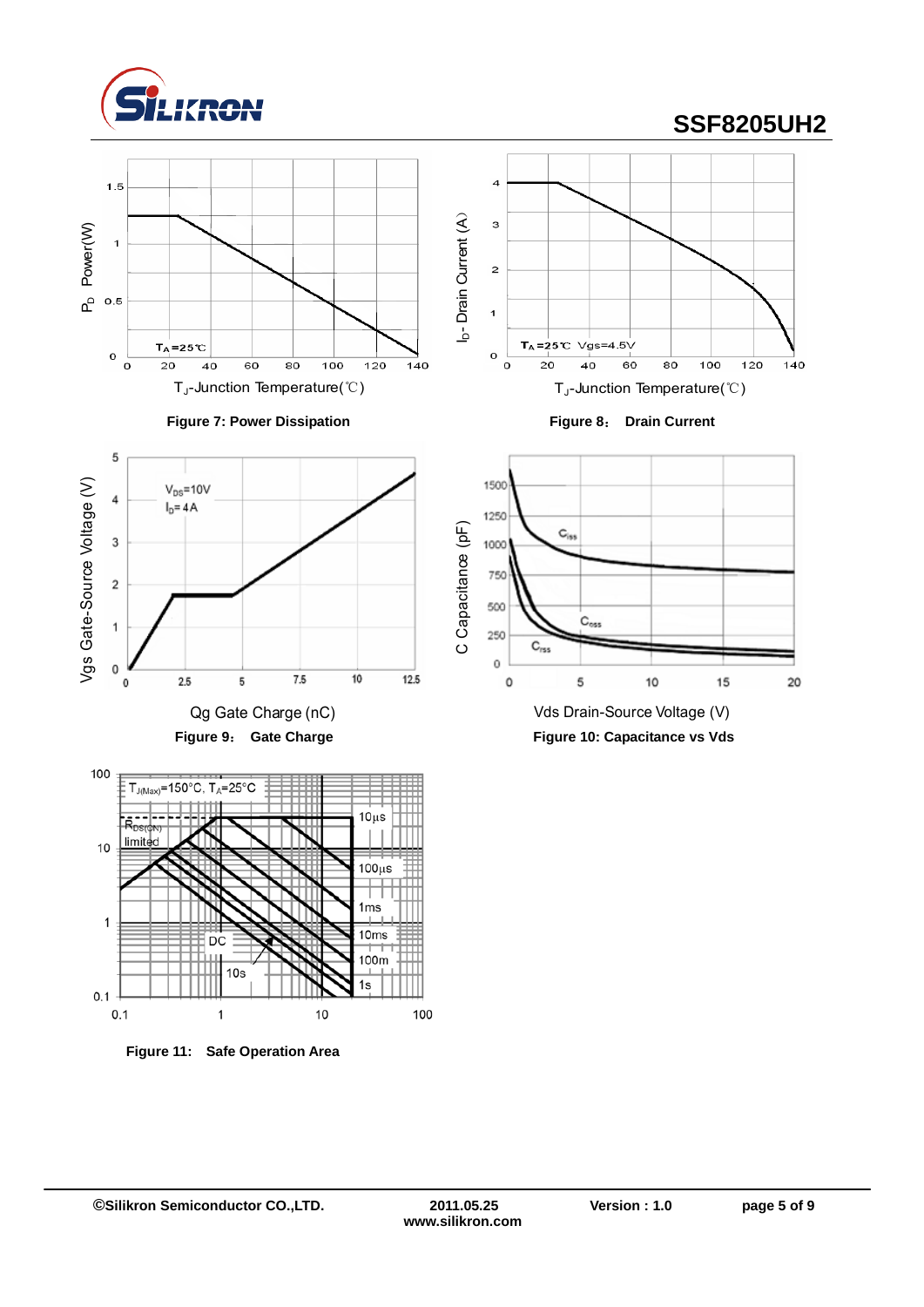Figure 7: Power Dissipation

Figure 8: Drain Current

Figure 9: Gate Charge

Figure 10: Capacitance vs Vds

Figure 11: Safe Operation Area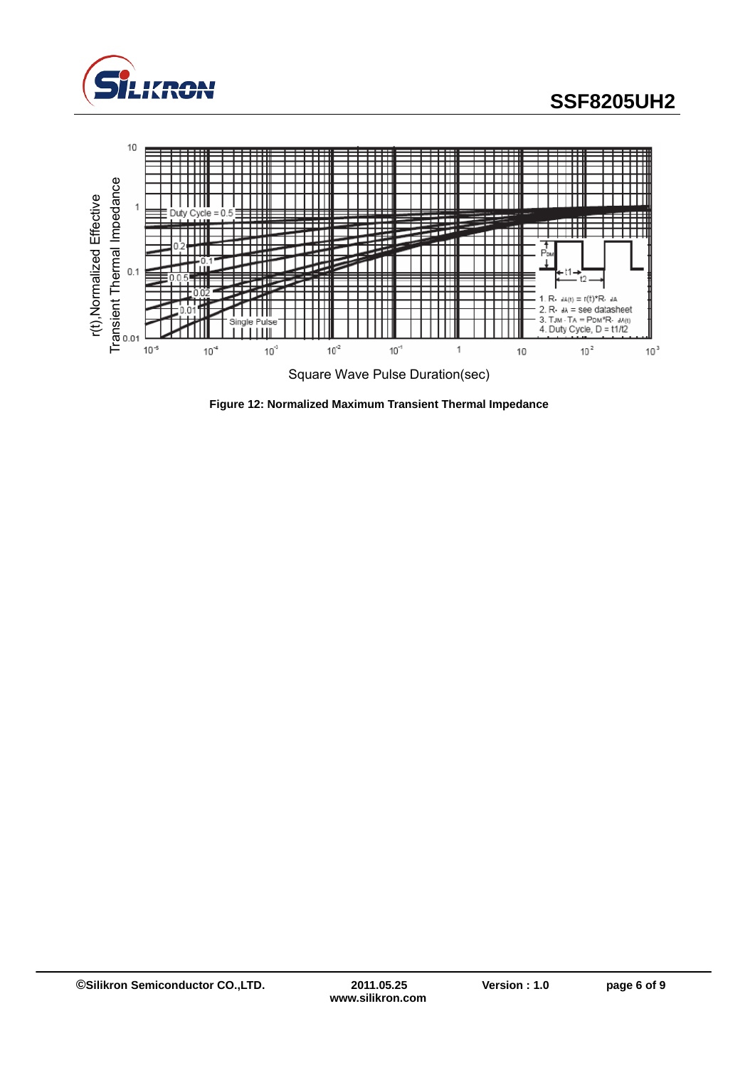**Figure 12: Normalized Maximum Transient Thermal Impedance**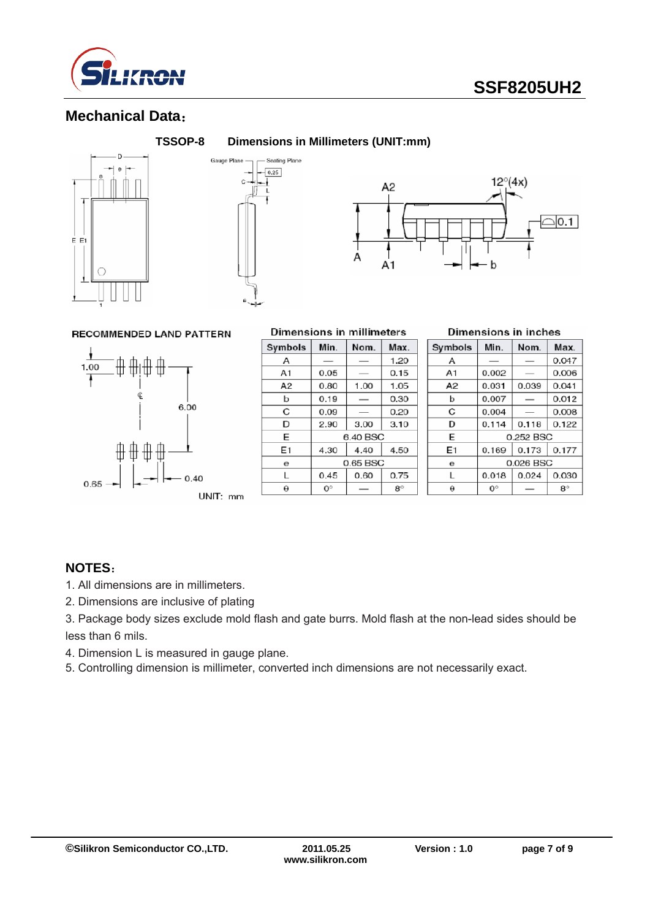## Mechanical Data：

**TSSOP-8 Dimensions in Millimeters (UNIT:mm)**

RECOMMENDED LAND PATTERN

UNIT: mm

| Dimensions in millimeters | | | |
|---|---|---|---|
| Symbols | Min. | Nom. | Max. |
| A | — | — | 1.20 |
| A1 | 0.05 | — | 0.15 |
| A2 | 0.80 | 1.00 | 1.05 |
| b | 0.19 | — | 0.30 |
| C | 0.09 | — | 0.20 |
| D | 2.90 | 3.00 | 3.10 |
| E | 6.40 BSC | | |
| E1 | 4.30 | 4.40 | 4.50 |
| e | 0.65 BSC | | |
| L | 0.45 | 0.60 | 0.75 |
| θ | 0° | — | 8° |

| Dimensions in inches | | | |
|---|---|---|---|
| Symbols | Min. | Nom. | Max. |
| A | — | — | 0.047 |
| A1 | 0.002 | — | 0.006 |
| A2 | 0.031 | 0.039 | 0.041 |
| b | 0.007 | — | 0.012 |
| C | 0.004 | — | 0.008 |
| D | 0.114 | 0.118 | 0.122 |
| E | 0.252 BSC | | |
| E1 | 0.169 | 0.173 | 0.177 |
| e | 0.026 BSC | | |
| L | 0.018 | 0.024 | 0.030 |
| θ | 0° | — | 8° |

## NOTES：

1. All dimensions are in millimeters.
2. Dimensions are inclusive of plating
3. Package body sizes exclude mold flash and gate burrs. Mold flash at the non-lead sides should be less than 6 mils.
4. Dimension L is measured in gauge plane.
5. Controlling dimension is millimeter, converted inch dimensions are not necessarily exact.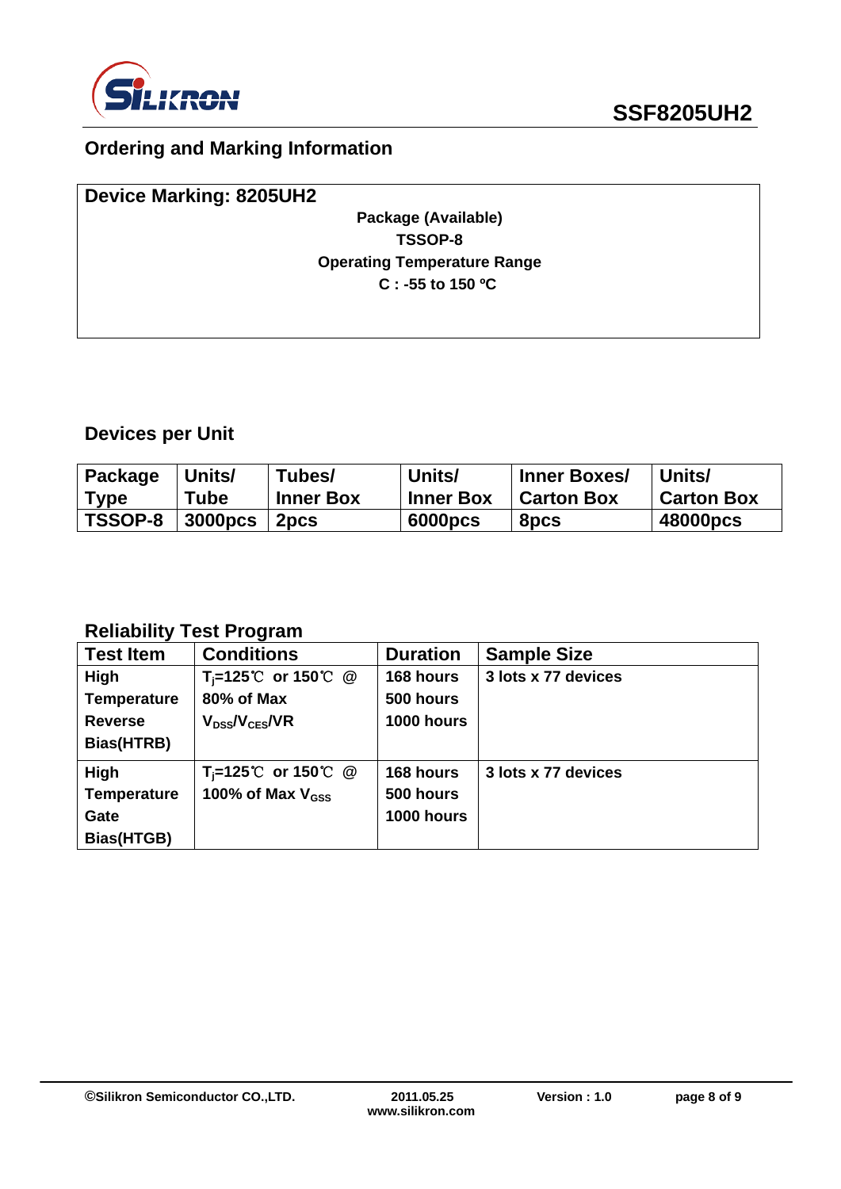## Ordering and Marking Information

**Device Marking: 8205UH2**

**Package (Available)**

**TSSOP-8**

**Operating Temperature Range**

**C : -55 to 150 ºC**

## Devices per Unit

| Package Type | Units/ Tube | Tubes/ Inner Box | Units/ Inner Box | Inner Boxes/ Carton Box | Units/ Carton Box |
|---|---|---|---|---|---|
| TSSOP-8 | 3000pcs | 2pcs | 6000pcs | 8pcs | 48000pcs |

## Reliability Test Program

| Test Item | Conditions | Duration | Sample Size |
|---|---|---|---|
| High Temperature Reverse Bias(HTRB) | $T_j$=125℃ or 150℃ @ 80% of Max $V_{DSS}$/$V_{CES}$/VR | 168 hours<br>500 hours<br>1000 hours | 3 lots x 77 devices |
| High Temperature Gate Bias(HTGB) | $T_j$=125℃ or 150℃ @ 100% of Max $V_{GSS}$ | 168 hours<br>500 hours<br>1000 hours | 3 lots x 77 devices |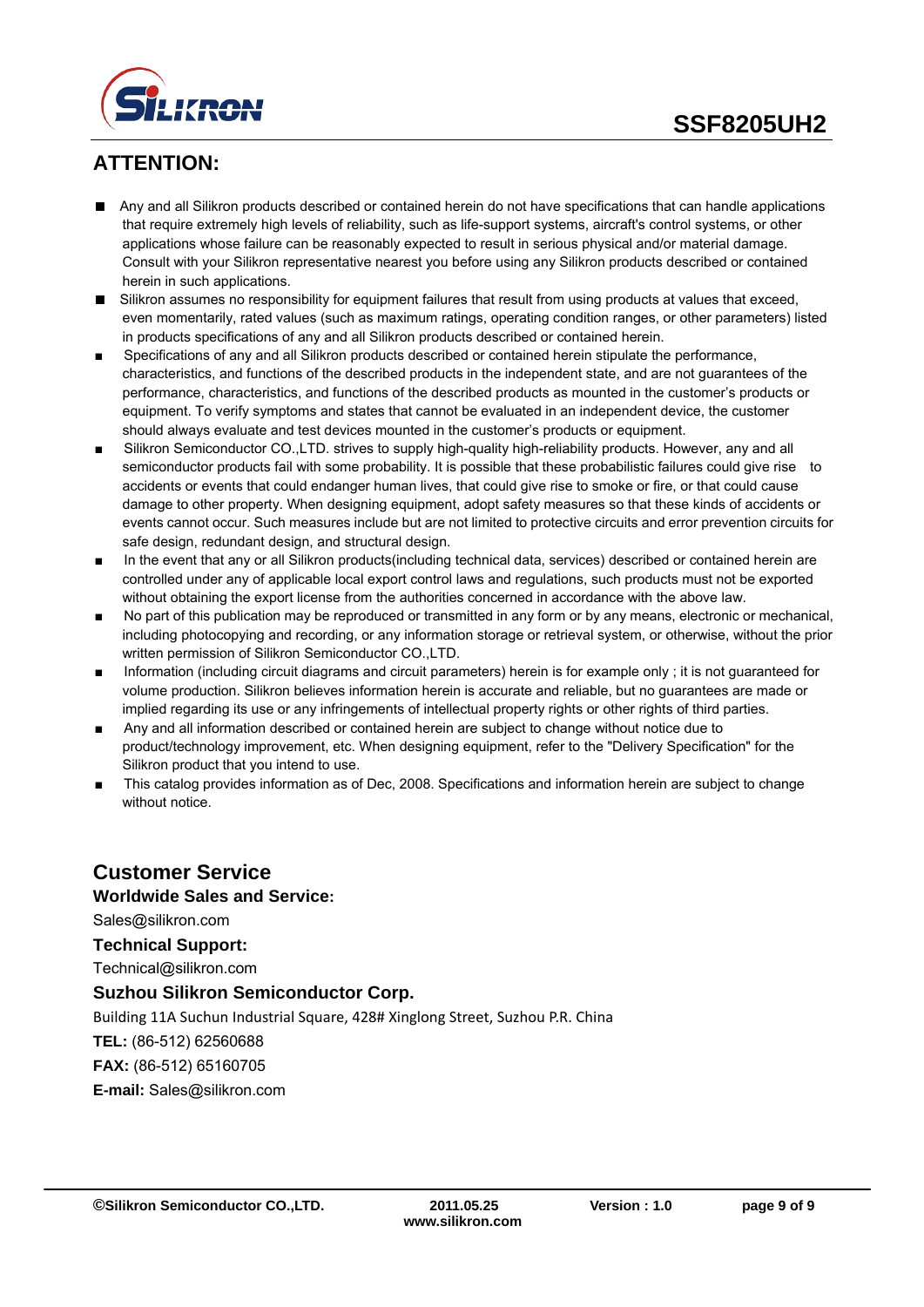# ATTENTION:

- Any and all Silikron products described or contained herein do not have specifications that can handle applications that require extremely high levels of reliability, such as life-support systems, aircraft's control systems, or other applications whose failure can be reasonably expected to result in serious physical and/or material damage. Consult with your Silikron representative nearest you before using any Silikron products described or contained herein in such applications.
- Silikron assumes no responsibility for equipment failures that result from using products at values that exceed, even momentarily, rated values (such as maximum ratings, operating condition ranges, or other parameters) listed in products specifications of any and all Silikron products described or contained herein.
- Specifications of any and all Silikron products described or contained herein stipulate the performance, characteristics, and functions of the described products in the independent state, and are not guarantees of the performance, characteristics, and functions of the described products as mounted in the customer's products or equipment. To verify symptoms and states that cannot be evaluated in an independent device, the customer should always evaluate and test devices mounted in the customer's products or equipment.
- Silikron Semiconductor CO.,LTD. strives to supply high-quality high-reliability products. However, any and all semiconductor products fail with some probability. It is possible that these probabilistic failures could give rise to accidents or events that could endanger human lives, that could give rise to smoke or fire, or that could cause damage to other property. When designing equipment, adopt safety measures so that these kinds of accidents or events cannot occur. Such measures include but are not limited to protective circuits and error prevention circuits for safe design, redundant design, and structural design.
- In the event that any or all Silikron products(including technical data, services) described or contained herein are controlled under any of applicable local export control laws and regulations, such products must not be exported without obtaining the export license from the authorities concerned in accordance with the above law.
- No part of this publication may be reproduced or transmitted in any form or by any means, electronic or mechanical, including photocopying and recording, or any information storage or retrieval system, or otherwise, without the prior written permission of Silikron Semiconductor CO.,LTD.
- Information (including circuit diagrams and circuit parameters) herein is for example only ; it is not guaranteed for volume production. Silikron believes information herein is accurate and reliable, but no guarantees are made or implied regarding its use or any infringements of intellectual property rights or other rights of third parties.
- Any and all information described or contained herein are subject to change without notice due to product/technology improvement, etc. When designing equipment, refer to the "Delivery Specification" for the Silikron product that you intend to use.
- This catalog provides information as of Dec, 2008. Specifications and information herein are subject to change without notice.

# Customer Service

**Worldwide Sales and Service:**

Sales@silikron.com

**Technical Support:**

Technical@silikron.com

### Suzhou Silikron Semiconductor Corp.

Building 11A Suchun Industrial Square, 428# Xinglong Street, Suzhou P.R. China

**TEL:** (86-512) 62560688

**FAX:** (86-512) 65160705

**E-mail:** Sales@silikron.com